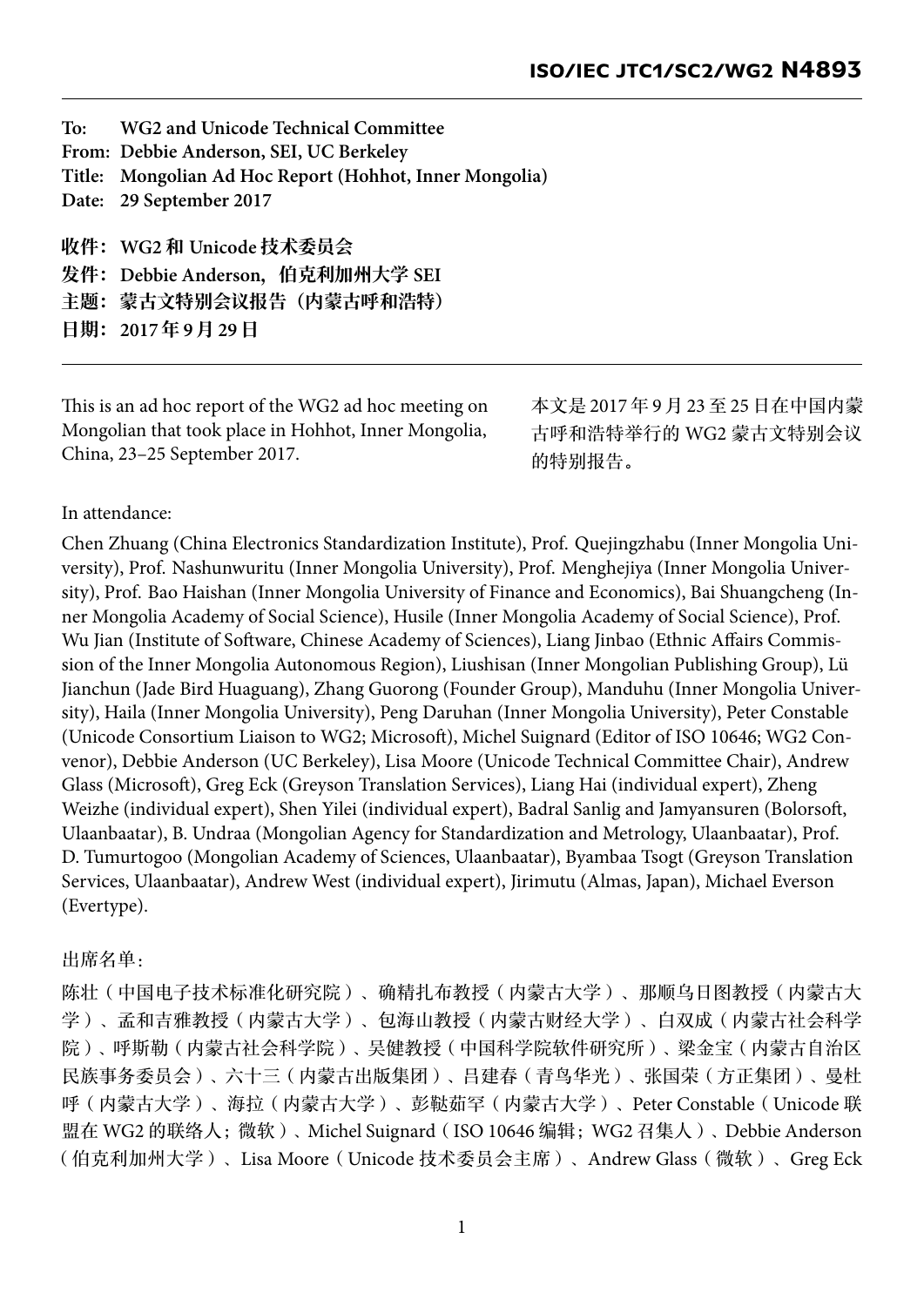**ISO/IEC JTC1/SC2/WG2 N4893**

**To: WG2 and Unicode Technical Committee**
**From: Debbie Anderson, SEI, UC Berkeley**
**Title: Mongolian Ad Hoc Report (Hohhot, Inner Mongolia)**
**Date: 29 September 2017**

**收件：WG2 和 Unicode 技术委员会**
**发件：Debbie Anderson，伯克利加州大学 SEI**
**主题：蒙古文特别会议报告（内蒙古呼和浩特）**
**日期：2017 年 9 月 29 日**

---

This is an ad hoc report of the WG2 ad hoc meeting on Mongolian that took place in Hohhot, Inner Mongolia, China, 23–25 September 2017.

本文是 2017 年 9 月 23 至 25 日在中国内蒙古呼和浩特举行的 WG2 蒙古文特别会议的特别报告。

In attendance:

Chen Zhuang (China Electronics Standardization Institute), Prof. Quejingzhabu (Inner Mongolia University), Prof. Nashunwuritu (Inner Mongolia University), Prof. Menghejiya (Inner Mongolia University), Prof. Bao Haishan (Inner Mongolia University of Finance and Economics), Bai Shuangcheng (Inner Mongolia Academy of Social Science), Husile (Inner Mongolia Academy of Social Science), Prof. Wu Jian (Institute of Software, Chinese Academy of Sciences), Liang Jinbao (Ethnic Affairs Commission of the Inner Mongolia Autonomous Region), Liushisan (Inner Mongolian Publishing Group), Lü Jianchun (Jade Bird Huaguang), Zhang Guorong (Founder Group), Manduhu (Inner Mongolia University), Haila (Inner Mongolia University), Peng Daruhan (Inner Mongolia University), Peter Constable (Unicode Consortium Liaison to WG2; Microsoft), Michel Suignard (Editor of ISO 10646; WG2 Convenor), Debbie Anderson (UC Berkeley), Lisa Moore (Unicode Technical Committee Chair), Andrew Glass (Microsoft), Greg Eck (Greyson Translation Services), Liang Hai (individual expert), Zheng Weizhe (individual expert), Shen Yilei (individual expert), Badral Sanlig and Jamyansuren (Bolorsoft, Ulaanbaatar), B. Undraa (Mongolian Agency for Standardization and Metrology, Ulaanbaatar), Prof. D. Tumurtogoo (Mongolian Academy of Sciences, Ulaanbaatar), Byambaa Tsogt (Greyson Translation Services, Ulaanbaatar), Andrew West (individual expert), Jirimutu (Almas, Japan), Michael Everson (Evertype).

出席名单：

陈壮（中国电子技术标准化研究院）、确精扎布教授（内蒙古大学）、那顺乌日图教授（内蒙古大学）、孟和吉雅教授（内蒙古大学）、包海山教授（内蒙古财经大学）、白双成（内蒙古社会科学院）、呼斯勒（内蒙古社会科学院）、吴健教授（中国科学院软件研究所）、梁金宝（内蒙古自治区民族事务委员会）、六十三（内蒙古出版集团）、吕建春（青鸟华光）、张国荣（方正集团）、曼杜呼（内蒙古大学）、海拉（内蒙古大学）、彭鞑茹罕（内蒙古大学）、Peter Constable（Unicode 联盟在 WG2 的联络人；微软）、Michel Suignard（ISO 10646 编辑；WG2 召集人）、Debbie Anderson（伯克利加州大学）、Lisa Moore（Unicode 技术委员会主席）、Andrew Glass（微软）、Greg Eck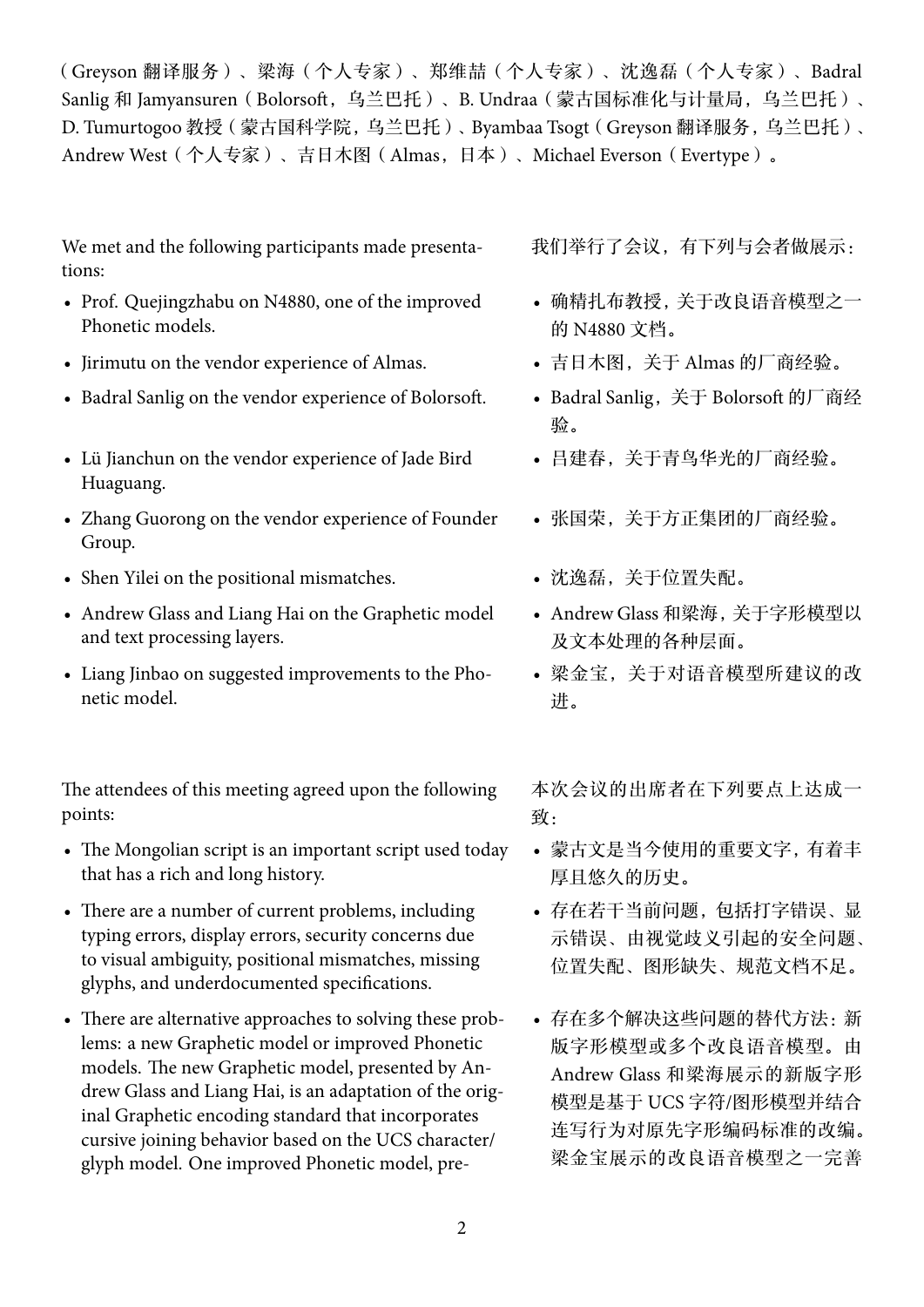（Greyson 翻译服务）、梁海（个人专家）、郑维喆（个人专家）、沈逸磊（个人专家）、Badral Sanlig 和 Jamyansuren（Bolorsoft，乌兰巴托）、B. Undraa（蒙古国标准化与计量局，乌兰巴托）、D. Tumurtogoo 教授（蒙古国科学院，乌兰巴托）、Byambaa Tsogt（Greyson 翻译服务，乌兰巴托）、Andrew West（个人专家）、吉日木图（Almas，日本）、Michael Everson（Evertype）。

We met and the following participants made presentations:

- Prof. Quejingzhabu on N4880, one of the improved Phonetic models.
- Jirimutu on the vendor experience of Almas.
- Badral Sanlig on the vendor experience of Bolorsoft.
- Lü Jianchun on the vendor experience of Jade Bird Huaguang.
- Zhang Guorong on the vendor experience of Founder Group.
- Shen Yilei on the positional mismatches.
- Andrew Glass and Liang Hai on the Graphetic model and text processing layers.
- Liang Jinbao on suggested improvements to the Phonetic model.

我们举行了会议，有下列与会者做展示：

- 确精扎布教授，关于改良语音模型之一的 N4880 文档。
- 吉日木图，关于 Almas 的厂商经验。
- Badral Sanlig，关于 Bolorsoft 的厂商经验。
- 吕建春，关于青鸟华光的厂商经验。
- 张国荣，关于方正集团的厂商经验。
- 沈逸磊，关于位置失配。
- Andrew Glass 和梁海，关于字形模型以及文本处理的各种层面。
- 梁金宝，关于对语音模型所建议的改进。

The attendees of this meeting agreed upon the following points:

- The Mongolian script is an important script used today that has a rich and long history.
- There are a number of current problems, including typing errors, display errors, security concerns due to visual ambiguity, positional mismatches, missing glyphs, and underdocumented specifications.
- There are alternative approaches to solving these problems: a new Graphetic model or improved Phonetic models. The new Graphetic model, presented by Andrew Glass and Liang Hai, is an adaptation of the original Graphetic encoding standard that incorporates cursive joining behavior based on the UCS character/glyph model. One improved Phonetic model, pre-

本次会议的出席者在下列要点上达成一致：

- 蒙古文是当今使用的重要文字，有着丰厚且悠久的历史。
- 存在若干当前问题，包括打字错误、显示错误、由视觉歧义引起的安全问题、位置失配、图形缺失、规范文档不足。
- 存在多个解决这些问题的替代方法：新版字形模型或多个改良语音模型。由 Andrew Glass 和梁海展示的新版字形模型是基于 UCS 字符/图形模型并结合连写行为对原先字形编码标准的改编。梁金宝展示的改良语音模型之一完善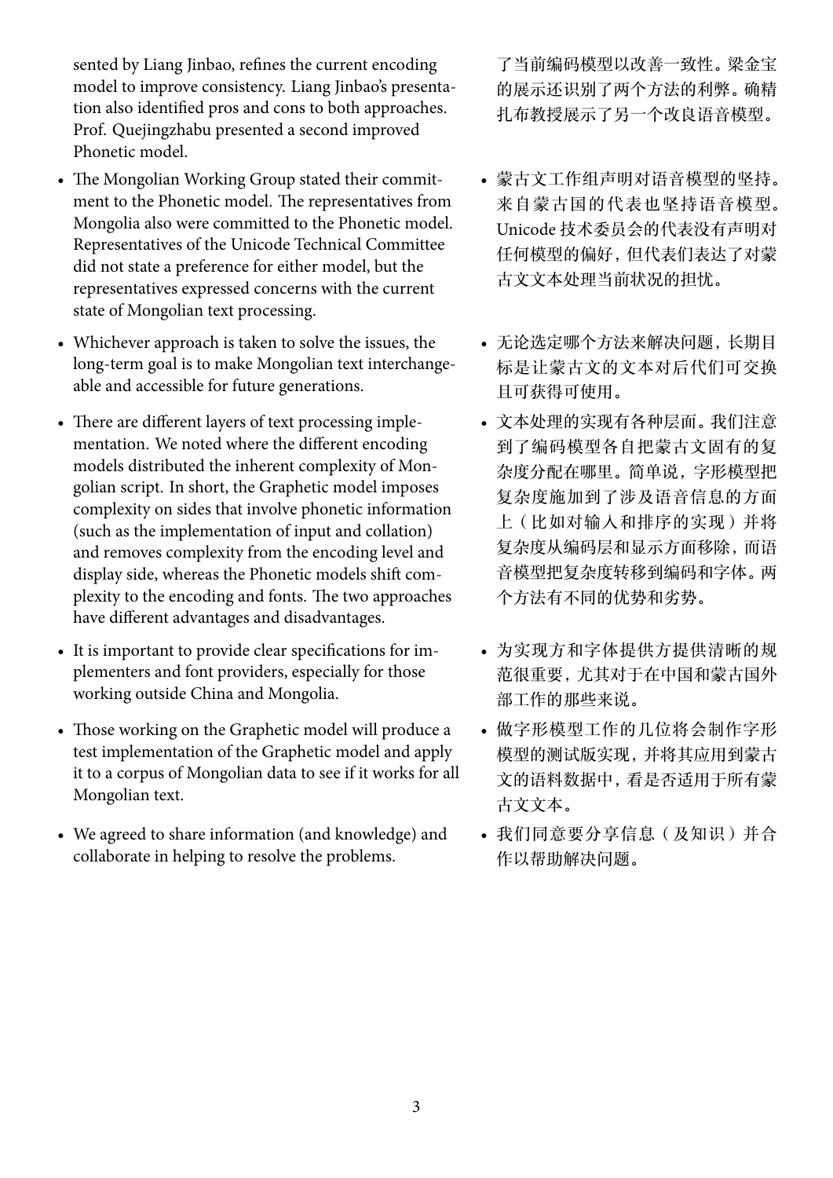sented by Liang Jinbao, refines the current encoding model to improve consistency. Liang Jinbao's presentation also identified pros and cons to both approaches. Prof. Quejingzhabu presented a second improved Phonetic model.

了当前编码模型以改善一致性。梁金宝的展示还识别了两个方法的利弊。确精扎布教授展示了另一个改良语音模型。

- The Mongolian Working Group stated their commitment to the Phonetic model. The representatives from Mongolia also were committed to the Phonetic model. Representatives of the Unicode Technical Committee did not state a preference for either model, but the representatives expressed concerns with the current state of Mongolian text processing.

- 蒙古文工作组声明对语音模型的坚持。来自蒙古国的代表也坚持语音模型。Unicode 技术委员会的代表没有声明对任何模型的偏好，但代表们表达了对蒙古文文本处理当前状况的担忧。

- Whichever approach is taken to solve the issues, the long-term goal is to make Mongolian text interchangeable and accessible for future generations.

- 无论选定哪个方法来解决问题，长期目标是让蒙古文的文本对后代们可交换且可获得可使用。

- There are different layers of text processing implementation. We noted where the different encoding models distributed the inherent complexity of Mongolian script. In short, the Graphetic model imposes complexity on sides that involve phonetic information (such as the implementation of input and collation) and removes complexity from the encoding level and display side, whereas the Phonetic models shift complexity to the encoding and fonts. The two approaches have different advantages and disadvantages.

- 文本处理的实现有各种层面。我们注意到了编码模型各自把蒙古文固有的复杂度分配在哪里。简单说，字形模型把复杂度施加到了涉及语音信息的方面上（比如对输入和排序的实现）并将复杂度从编码层和显示方面移除，而语音模型把复杂度转移到编码和字体。两个方法有不同的优势和劣势。

- It is important to provide clear specifications for implementers and font providers, especially for those working outside China and Mongolia.

- 为实现方和字体提供方提供清晰的规范很重要，尤其对于在中国和蒙古国外部工作的那些来说。

- Those working on the Graphetic model will produce a test implementation of the Graphetic model and apply it to a corpus of Mongolian data to see if it works for all Mongolian text.

- 做字形模型工作的几位将会制作字形模型的测试版实现，并将其应用到蒙古文的语料数据中，看是否适用于所有蒙古文文本。

- We agreed to share information (and knowledge) and collaborate in helping to resolve the problems.

- 我们同意要分享信息（及知识）并合作以帮助解决问题。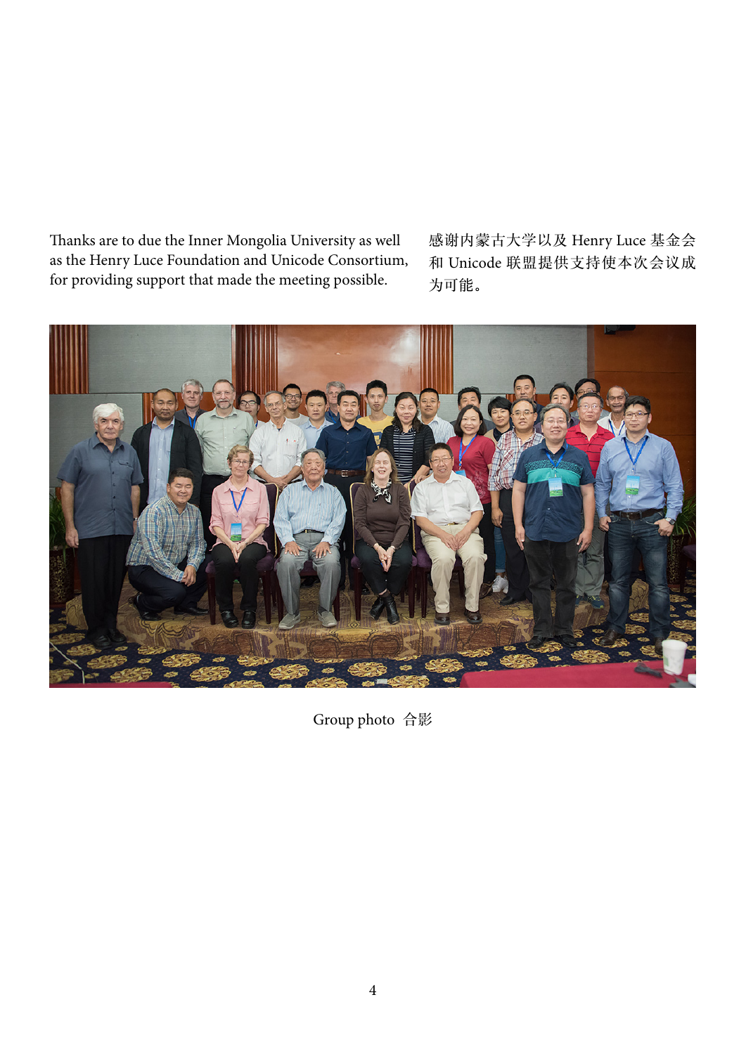Thanks are to due the Inner Mongolia University as well as the Henry Luce Foundation and Unicode Consortium, for providing support that made the meeting possible.

感谢内蒙古大学以及 Henry Luce 基金会和 Unicode 联盟提供支持使本次会议成为可能。

Group photo 合影